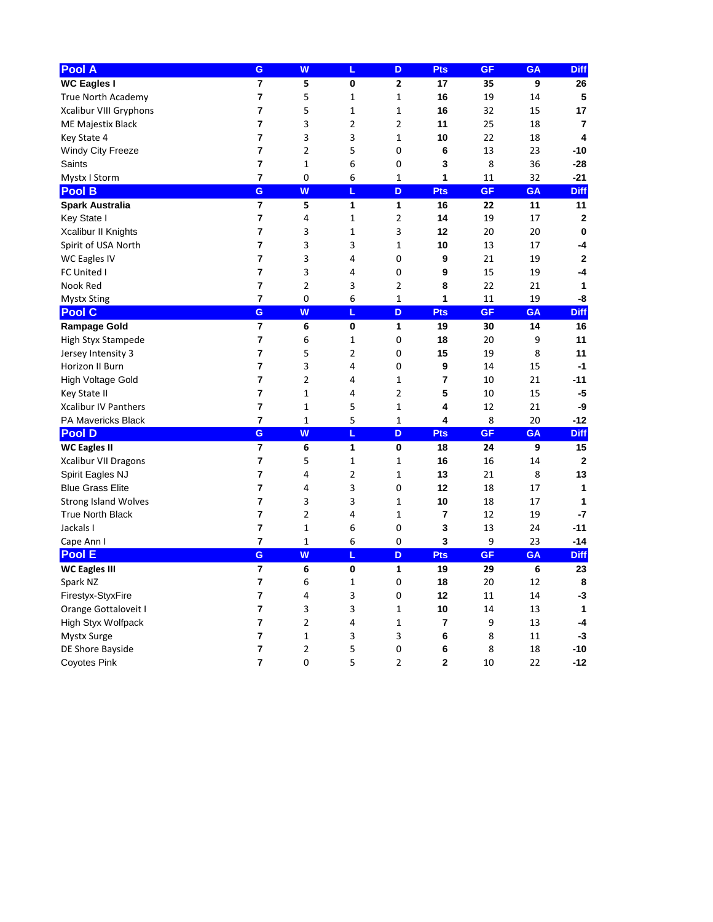| Pool A | G | W | L | D | Pts | GF | GA | Diff |
|---|---|---|---|---|---|---|---|---|
| **WC Eagles I** | **7** | **5** | **0** | **2** | **17** | **35** | **9** | **26** |
| True North Academy | 7 | 5 | 1 | 1 | 16 | 19 | 14 | 5 |
| Xcalibur VIII Gryphons | 7 | 5 | 1 | 1 | 16 | 32 | 15 | 17 |
| ME Majestix Black | 7 | 3 | 2 | 2 | 11 | 25 | 18 | 7 |
| Key State 4 | 7 | 3 | 3 | 1 | 10 | 22 | 18 | 4 |
| Windy City Freeze | 7 | 2 | 5 | 0 | 6 | 13 | 23 | -10 |
| Saints | 7 | 1 | 6 | 0 | 3 | 8 | 36 | -28 |
| Mystx I Storm | 7 | 0 | 6 | 1 | 1 | 11 | 32 | -21 |

| Pool B | G | W | L | D | Pts | GF | GA | Diff |
|---|---|---|---|---|---|---|---|---|
| **Spark Australia** | **7** | **5** | **1** | **1** | **16** | **22** | **11** | **11** |
| Key State I | 7 | 4 | 1 | 2 | 14 | 19 | 17 | 2 |
| Xcalibur II Knights | 7 | 3 | 1 | 3 | 12 | 20 | 20 | 0 |
| Spirit of USA North | 7 | 3 | 3 | 1 | 10 | 13 | 17 | -4 |
| WC Eagles IV | 7 | 3 | 4 | 0 | 9 | 21 | 19 | 2 |
| FC United I | 7 | 3 | 4 | 0 | 9 | 15 | 19 | -4 |
| Nook Red | 7 | 2 | 3 | 2 | 8 | 22 | 21 | 1 |
| Mystx Sting | 7 | 0 | 6 | 1 | 1 | 11 | 19 | -8 |

| Pool C | G | W | L | D | Pts | GF | GA | Diff |
|---|---|---|---|---|---|---|---|---|
| **Rampage Gold** | **7** | **6** | **0** | **1** | **19** | **30** | **14** | **16** |
| High Styx Stampede | 7 | 6 | 1 | 0 | 18 | 20 | 9 | 11 |
| Jersey Intensity 3 | 7 | 5 | 2 | 0 | 15 | 19 | 8 | 11 |
| Horizon II Burn | 7 | 3 | 4 | 0 | 9 | 14 | 15 | -1 |
| High Voltage Gold | 7 | 2 | 4 | 1 | 7 | 10 | 21 | -11 |
| Key State II | 7 | 1 | 4 | 2 | 5 | 10 | 15 | -5 |
| Xcalibur IV Panthers | 7 | 1 | 5 | 1 | 4 | 12 | 21 | -9 |
| PA Mavericks Black | 7 | 1 | 5 | 1 | 4 | 8 | 20 | -12 |

| Pool D | G | W | L | D | Pts | GF | GA | Diff |
|---|---|---|---|---|---|---|---|---|
| **WC Eagles II** | **7** | **6** | **1** | **0** | **18** | **24** | **9** | **15** |
| Xcalibur VII Dragons | 7 | 5 | 1 | 1 | 16 | 16 | 14 | 2 |
| Spirit Eagles NJ | 7 | 4 | 2 | 1 | 13 | 21 | 8 | 13 |
| Blue Grass Elite | 7 | 4 | 3 | 0 | 12 | 18 | 17 | 1 |
| Strong Island Wolves | 7 | 3 | 3 | 1 | 10 | 18 | 17 | 1 |
| True North Black | 7 | 2 | 4 | 1 | 7 | 12 | 19 | -7 |
| Jackals I | 7 | 1 | 6 | 0 | 3 | 13 | 24 | -11 |
| Cape Ann I | 7 | 1 | 6 | 0 | 3 | 9 | 23 | -14 |

| Pool E | G | W | L | D | Pts | GF | GA | Diff |
|---|---|---|---|---|---|---|---|---|
| **WC Eagles III** | **7** | **6** | **0** | **1** | **19** | **29** | **6** | **23** |
| Spark NZ | 7 | 6 | 1 | 0 | 18 | 20 | 12 | 8 |
| Firestyx-StyxFire | 7 | 4 | 3 | 0 | 12 | 11 | 14 | -3 |
| Orange Gottaloveit I | 7 | 3 | 3 | 1 | 10 | 14 | 13 | 1 |
| High Styx Wolfpack | 7 | 2 | 4 | 1 | 7 | 9 | 13 | -4 |
| Mystx Surge | 7 | 1 | 3 | 3 | 6 | 8 | 11 | -3 |
| DE Shore Bayside | 7 | 2 | 5 | 0 | 6 | 8 | 18 | -10 |
| Coyotes Pink | 7 | 0 | 5 | 2 | 2 | 10 | 22 | -12 |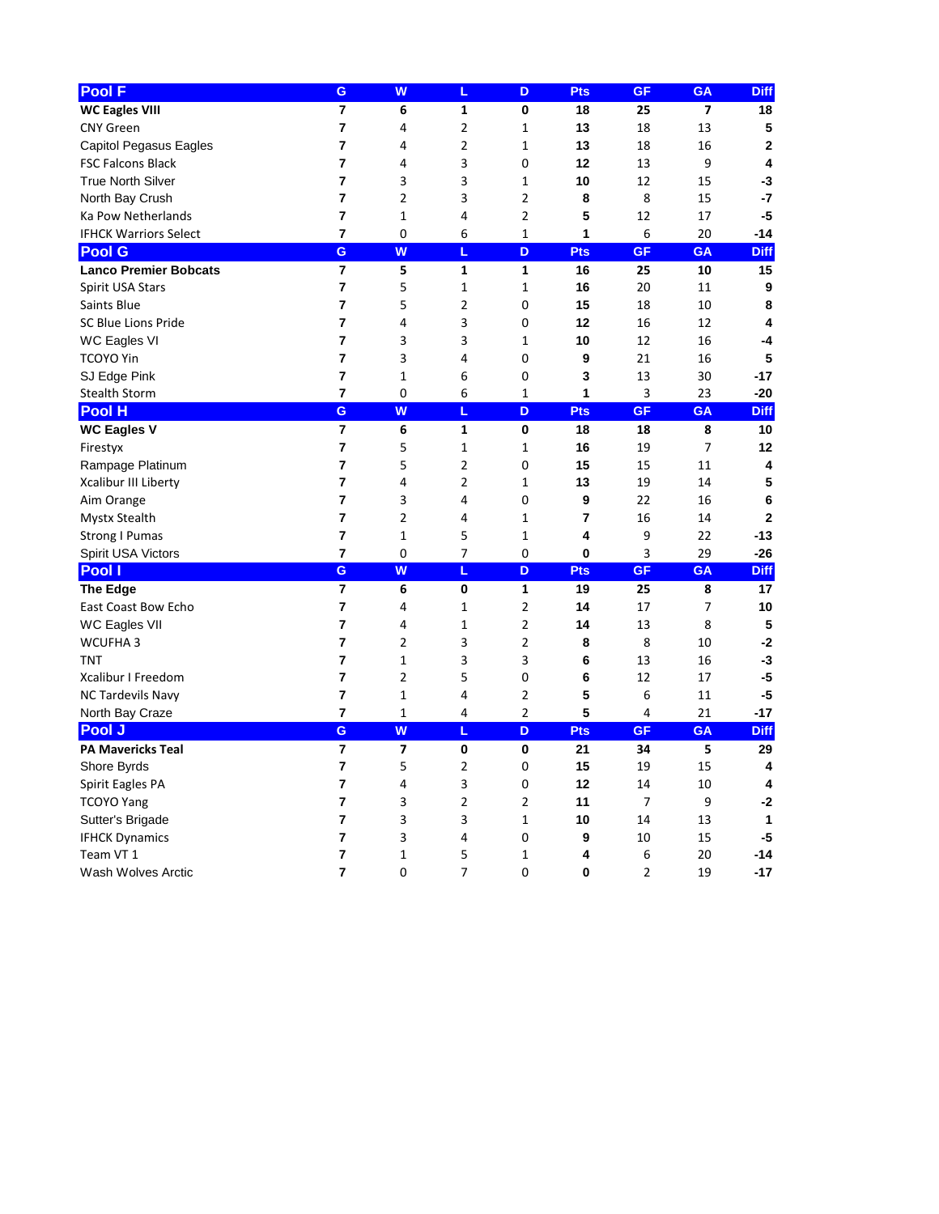| Pool F | G | W | L | D | Pts | GF | GA | Diff |
|---|---|---|---|---|---|---|---|---|
| **WC Eagles VIII** | **7** | **6** | **1** | **0** | **18** | **25** | **7** | **18** |
| CNY Green | **7** | 4 | 2 | 1 | **13** | 18 | 13 | **5** |
| Capitol Pegasus Eagles | **7** | 4 | 2 | 1 | **13** | 18 | 16 | **2** |
| FSC Falcons Black | **7** | 4 | 3 | 0 | **12** | 13 | 9 | **4** |
| True North Silver | **7** | 3 | 3 | 1 | **10** | 12 | 15 | **-3** |
| North Bay Crush | **7** | 2 | 3 | 2 | **8** | 8 | 15 | **-7** |
| Ka Pow Netherlands | **7** | 1 | 4 | 2 | **5** | 12 | 17 | **-5** |
| IFHCK Warriors Select | **7** | 0 | 6 | 1 | **1** | 6 | 20 | **-14** |

| Pool G | G | W | L | D | Pts | GF | GA | Diff |
|---|---|---|---|---|---|---|---|---|
| **Lanco Premier Bobcats** | **7** | **5** | **1** | **1** | **16** | **25** | **10** | **15** |
| Spirit USA Stars | **7** | 5 | 1 | 1 | **16** | 20 | 11 | **9** |
| Saints Blue | **7** | 5 | 2 | 0 | **15** | 18 | 10 | **8** |
| SC Blue Lions Pride | **7** | 4 | 3 | 0 | **12** | 16 | 12 | **4** |
| WC Eagles VI | **7** | 3 | 3 | 1 | **10** | 12 | 16 | **-4** |
| TCOYO Yin | **7** | 3 | 4 | 0 | **9** | 21 | 16 | **5** |
| SJ Edge Pink | **7** | 1 | 6 | 0 | **3** | 13 | 30 | **-17** |
| Stealth Storm | **7** | 0 | 6 | 1 | **1** | 3 | 23 | **-20** |

| Pool H | G | W | L | D | Pts | GF | GA | Diff |
|---|---|---|---|---|---|---|---|---|
| **WC Eagles V** | **7** | **6** | **1** | **0** | **18** | **18** | **8** | **10** |
| Firestyx | **7** | 5 | 1 | 1 | **16** | 19 | 7 | **12** |
| Rampage Platinum | **7** | 5 | 2 | 0 | **15** | 15 | 11 | **4** |
| Xcalibur III Liberty | **7** | 4 | 2 | 1 | **13** | 19 | 14 | **5** |
| Aim Orange | **7** | 3 | 4 | 0 | **9** | 22 | 16 | **6** |
| Mystx Stealth | **7** | 2 | 4 | 1 | **7** | 16 | 14 | **2** |
| Strong I Pumas | **7** | 1 | 5 | 1 | **4** | 9 | 22 | **-13** |
| Spirit USA Victors | **7** | 0 | 7 | 0 | **0** | 3 | 29 | **-26** |

| Pool I | G | W | L | D | Pts | GF | GA | Diff |
|---|---|---|---|---|---|---|---|---|
| **The Edge** | **7** | **6** | **0** | **1** | **19** | **25** | **8** | **17** |
| East Coast Bow Echo | **7** | 4 | 1 | 2 | **14** | 17 | 7 | **10** |
| WC Eagles VII | **7** | 4 | 1 | 2 | **14** | 13 | 8 | **5** |
| WCUFHA 3 | **7** | 2 | 3 | 2 | **8** | 8 | 10 | **-2** |
| TNT | **7** | 1 | 3 | 3 | **6** | 13 | 16 | **-3** |
| Xcalibur I Freedom | **7** | 2 | 5 | 0 | **6** | 12 | 17 | **-5** |
| NC Tardevils Navy | **7** | 1 | 4 | 2 | **5** | 6 | 11 | **-5** |
| North Bay Craze | **7** | 1 | 4 | 2 | **5** | 4 | 21 | **-17** |

| Pool J | G | W | L | D | Pts | GF | GA | Diff |
|---|---|---|---|---|---|---|---|---|
| **PA Mavericks Teal** | **7** | **7** | **0** | **0** | **21** | **34** | **5** | **29** |
| Shore Byrds | **7** | 5 | 2 | 0 | **15** | 19 | 15 | **4** |
| Spirit Eagles PA | **7** | 4 | 3 | 0 | **12** | 14 | 10 | **4** |
| TCOYO Yang | **7** | 3 | 2 | 2 | **11** | 7 | 9 | **-2** |
| Sutter's Brigade | **7** | 3 | 3 | 1 | **10** | 14 | 13 | **1** |
| IFHCK Dynamics | **7** | 3 | 4 | 0 | **9** | 10 | 15 | **-5** |
| Team VT 1 | **7** | 1 | 5 | 1 | **4** | 6 | 20 | **-14** |
| Wash Wolves Arctic | **7** | 0 | 7 | 0 | **0** | 2 | 19 | **-17** |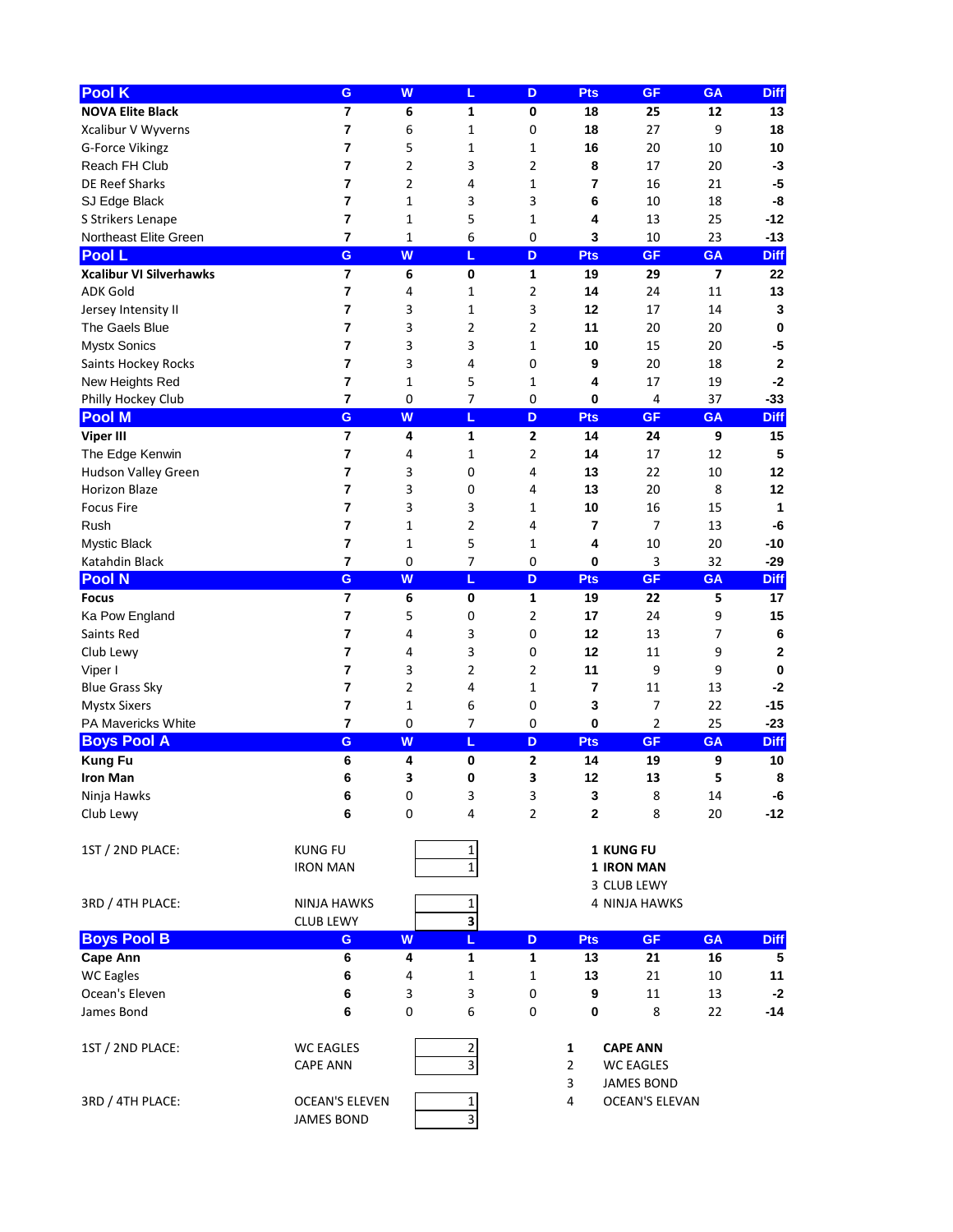| Pool K | G | W | L | D | Pts | GF | GA | Diff |
|---|---|---|---|---|---|---|---|---|
| **NOVA Elite Black** | 7 | 6 | 1 | 0 | 18 | 25 | 12 | 13 |
| Xcalibur V Wyverns | 7 | 6 | 1 | 0 | 18 | 27 | 9 | 18 |
| G-Force Vikingz | 7 | 5 | 1 | 1 | 16 | 20 | 10 | 10 |
| Reach FH Club | 7 | 2 | 3 | 2 | 8 | 17 | 20 | -3 |
| DE Reef Sharks | 7 | 2 | 4 | 1 | 7 | 16 | 21 | -5 |
| SJ Edge Black | 7 | 1 | 3 | 3 | 6 | 10 | 18 | -8 |
| S Strikers Lenape | 7 | 1 | 5 | 1 | 4 | 13 | 25 | -12 |
| Northeast Elite Green | 7 | 1 | 6 | 0 | 3 | 10 | 23 | -13 |

| Pool L | G | W | L | D | Pts | GF | GA | Diff |
|---|---|---|---|---|---|---|---|---|
| **Xcalibur VI Silverhawks** | 7 | 6 | 0 | 1 | 19 | 29 | 7 | 22 |
| ADK Gold | 7 | 4 | 1 | 2 | 14 | 24 | 11 | 13 |
| Jersey Intensity II | 7 | 3 | 1 | 3 | 12 | 17 | 14 | 3 |
| The Gaels Blue | 7 | 3 | 2 | 2 | 11 | 20 | 20 | 0 |
| Mystx Sonics | 7 | 3 | 3 | 1 | 10 | 15 | 20 | -5 |
| Saints Hockey Rocks | 7 | 3 | 4 | 0 | 9 | 20 | 18 | 2 |
| New Heights Red | 7 | 1 | 5 | 1 | 4 | 17 | 19 | -2 |
| Philly Hockey Club | 7 | 0 | 7 | 0 | 0 | 4 | 37 | -33 |

| Pool M | G | W | L | D | Pts | GF | GA | Diff |
|---|---|---|---|---|---|---|---|---|
| **Viper III** | 7 | 4 | 1 | 2 | 14 | 24 | 9 | 15 |
| The Edge Kenwin | 7 | 4 | 1 | 2 | 14 | 17 | 12 | 5 |
| Hudson Valley Green | 7 | 3 | 0 | 4 | 13 | 22 | 10 | 12 |
| Horizon Blaze | 7 | 3 | 0 | 4 | 13 | 20 | 8 | 12 |
| Focus Fire | 7 | 3 | 3 | 1 | 10 | 16 | 15 | 1 |
| Rush | 7 | 1 | 2 | 4 | 7 | 7 | 13 | -6 |
| Mystic Black | 7 | 1 | 5 | 1 | 4 | 10 | 20 | -10 |
| Katahdin Black | 7 | 0 | 7 | 0 | 0 | 3 | 32 | -29 |

| Pool N | G | W | L | D | Pts | GF | GA | Diff |
|---|---|---|---|---|---|---|---|---|
| **Focus** | 7 | 6 | 0 | 1 | 19 | 22 | 5 | 17 |
| Ka Pow England | 7 | 5 | 0 | 2 | 17 | 24 | 9 | 15 |
| Saints Red | 7 | 4 | 3 | 0 | 12 | 13 | 7 | 6 |
| Club Lewy | 7 | 4 | 3 | 0 | 12 | 11 | 9 | 2 |
| Viper I | 7 | 3 | 2 | 2 | 11 | 9 | 9 | 0 |
| Blue Grass Sky | 7 | 2 | 4 | 1 | 7 | 11 | 13 | -2 |
| Mystx Sixers | 7 | 1 | 6 | 0 | 3 | 7 | 22 | -15 |
| PA Mavericks White | 7 | 0 | 7 | 0 | 0 | 2 | 25 | -23 |

| Boys Pool A | G | W | L | D | Pts | GF | GA | Diff |
|---|---|---|---|---|---|---|---|---|
| **Kung Fu** | 6 | 4 | 0 | 2 | 14 | 19 | 9 | 10 |
| **Iron Man** | 6 | 3 | 0 | 3 | 12 | 13 | 5 | 8 |
| Ninja Hawks | 6 | 0 | 3 | 3 | 3 | 8 | 14 | -6 |
| Club Lewy | 6 | 0 | 4 | 2 | 2 | 8 | 20 | -12 |

1ST / 2ND PLACE: KUNG FU 1 – IRON MAN 1

3RD / 4TH PLACE: NINJA HAWKS 1 – CLUB LEWY 3

Final standings:

1. **KUNG FU**
1. **IRON MAN**
3. CLUB LEWY
4. NINJA HAWKS

| Boys Pool B | G | W | L | D | Pts | GF | GA | Diff |
|---|---|---|---|---|---|---|---|---|
| **Cape Ann** | 6 | 4 | 1 | 1 | 13 | 21 | 16 | 5 |
| WC Eagles | 6 | 4 | 1 | 1 | 13 | 21 | 10 | 11 |
| Ocean's Eleven | 6 | 3 | 3 | 0 | 9 | 11 | 13 | -2 |
| James Bond | 6 | 0 | 6 | 0 | 0 | 8 | 22 | -14 |

1ST / 2ND PLACE: WC EAGLES 2 – CAPE ANN 3

3RD / 4TH PLACE: OCEAN'S ELEVEN 1 – JAMES BOND 3

Final standings:

1. **CAPE ANN**
2. WC EAGLES
3. JAMES BOND
4. OCEAN'S ELEVAN